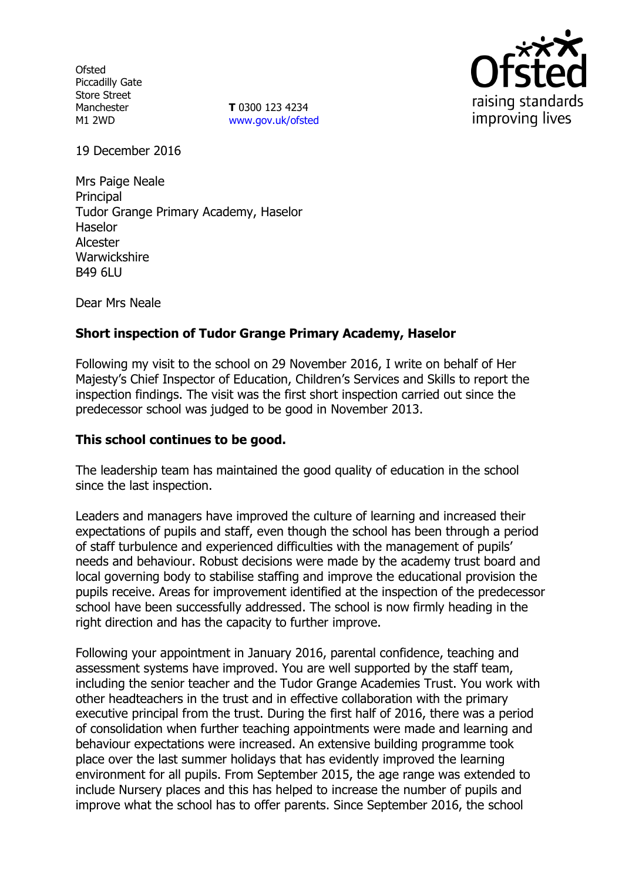Ofsted
Piccadilly Gate
Store Street
Manchester
M1 2WD

**T** 0300 123 4234
www.gov.uk/ofsted

Ofsted
raising standards
improving lives

19 December 2016

Mrs Paige Neale
Principal
Tudor Grange Primary Academy, Haselor
Haselor
Alcester
Warwickshire
B49 6LU

Dear Mrs Neale

**Short inspection of Tudor Grange Primary Academy, Haselor**

Following my visit to the school on 29 November 2016, I write on behalf of Her Majesty's Chief Inspector of Education, Children's Services and Skills to report the inspection findings. The visit was the first short inspection carried out since the predecessor school was judged to be good in November 2013.

**This school continues to be good.**

The leadership team has maintained the good quality of education in the school since the last inspection.

Leaders and managers have improved the culture of learning and increased their expectations of pupils and staff, even though the school has been through a period of staff turbulence and experienced difficulties with the management of pupils' needs and behaviour. Robust decisions were made by the academy trust board and local governing body to stabilise staffing and improve the educational provision the pupils receive. Areas for improvement identified at the inspection of the predecessor school have been successfully addressed. The school is now firmly heading in the right direction and has the capacity to further improve.

Following your appointment in January 2016, parental confidence, teaching and assessment systems have improved. You are well supported by the staff team, including the senior teacher and the Tudor Grange Academies Trust. You work with other headteachers in the trust and in effective collaboration with the primary executive principal from the trust. During the first half of 2016, there was a period of consolidation when further teaching appointments were made and learning and behaviour expectations were increased. An extensive building programme took place over the last summer holidays that has evidently improved the learning environment for all pupils. From September 2015, the age range was extended to include Nursery places and this has helped to increase the number of pupils and improve what the school has to offer parents. Since September 2016, the school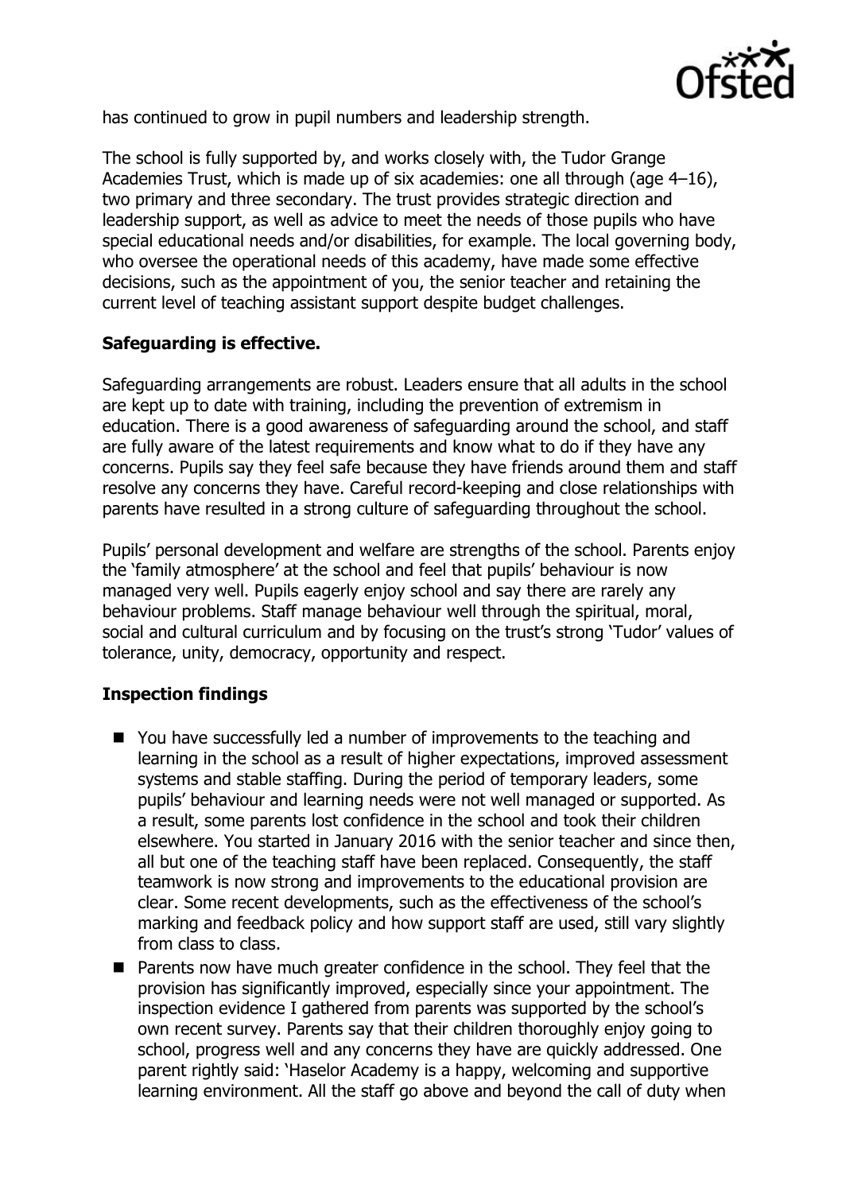has continued to grow in pupil numbers and leadership strength.

The school is fully supported by, and works closely with, the Tudor Grange Academies Trust, which is made up of six academies: one all through (age 4–16), two primary and three secondary. The trust provides strategic direction and leadership support, as well as advice to meet the needs of those pupils who have special educational needs and/or disabilities, for example. The local governing body, who oversee the operational needs of this academy, have made some effective decisions, such as the appointment of you, the senior teacher and retaining the current level of teaching assistant support despite budget challenges.

### Safeguarding is effective.

Safeguarding arrangements are robust. Leaders ensure that all adults in the school are kept up to date with training, including the prevention of extremism in education. There is a good awareness of safeguarding around the school, and staff are fully aware of the latest requirements and know what to do if they have any concerns. Pupils say they feel safe because they have friends around them and staff resolve any concerns they have. Careful record-keeping and close relationships with parents have resulted in a strong culture of safeguarding throughout the school.

Pupils' personal development and welfare are strengths of the school. Parents enjoy the 'family atmosphere' at the school and feel that pupils' behaviour is now managed very well. Pupils eagerly enjoy school and say there are rarely any behaviour problems. Staff manage behaviour well through the spiritual, moral, social and cultural curriculum and by focusing on the trust's strong 'Tudor' values of tolerance, unity, democracy, opportunity and respect.

### Inspection findings

- You have successfully led a number of improvements to the teaching and learning in the school as a result of higher expectations, improved assessment systems and stable staffing. During the period of temporary leaders, some pupils' behaviour and learning needs were not well managed or supported. As a result, some parents lost confidence in the school and took their children elsewhere. You started in January 2016 with the senior teacher and since then, all but one of the teaching staff have been replaced. Consequently, the staff teamwork is now strong and improvements to the educational provision are clear. Some recent developments, such as the effectiveness of the school's marking and feedback policy and how support staff are used, still vary slightly from class to class.
- Parents now have much greater confidence in the school. They feel that the provision has significantly improved, especially since your appointment. The inspection evidence I gathered from parents was supported by the school's own recent survey. Parents say that their children thoroughly enjoy going to school, progress well and any concerns they have are quickly addressed. One parent rightly said: 'Haselor Academy is a happy, welcoming and supportive learning environment. All the staff go above and beyond the call of duty when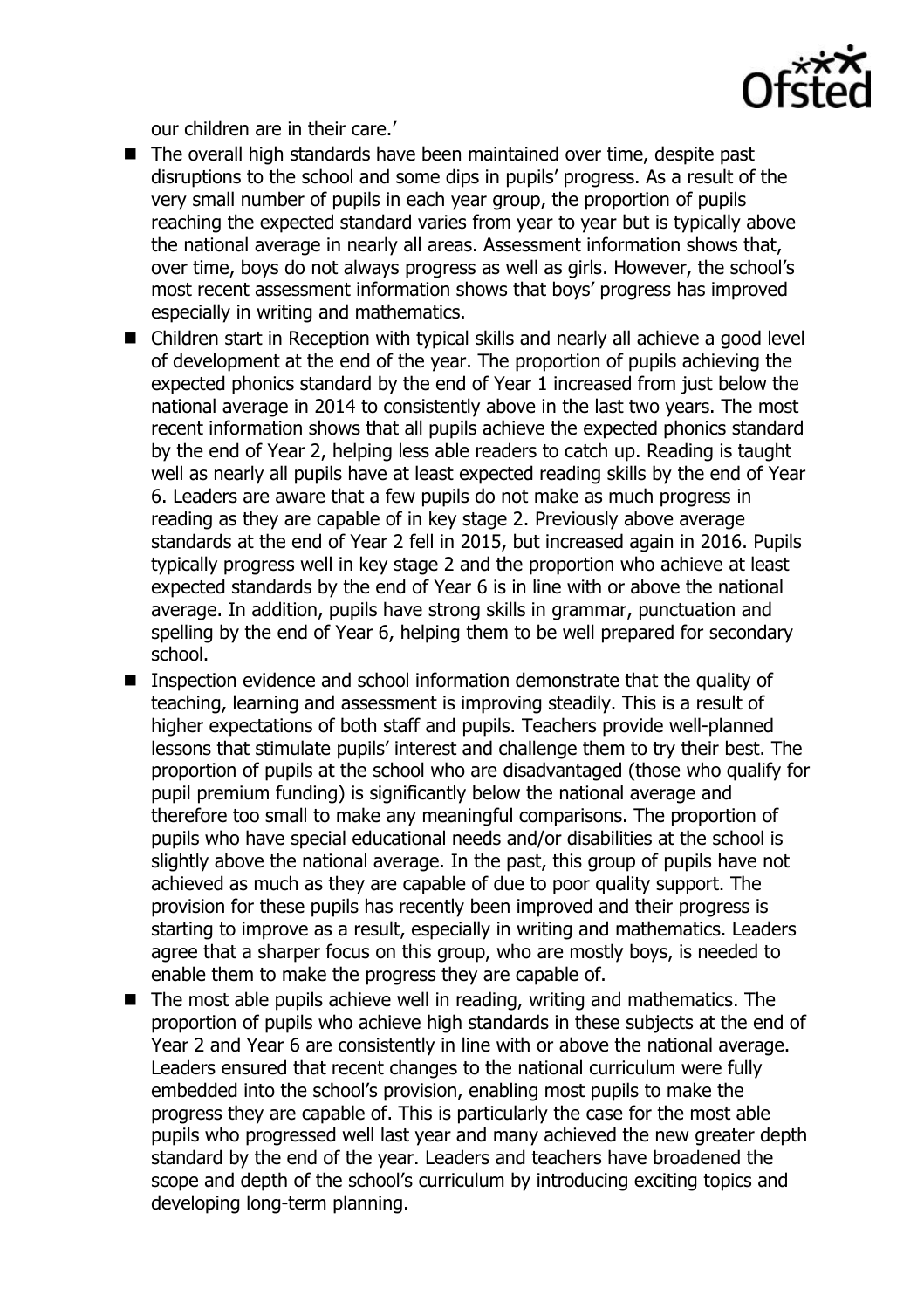our children are in their care.'

- The overall high standards have been maintained over time, despite past disruptions to the school and some dips in pupils' progress. As a result of the very small number of pupils in each year group, the proportion of pupils reaching the expected standard varies from year to year but is typically above the national average in nearly all areas. Assessment information shows that, over time, boys do not always progress as well as girls. However, the school's most recent assessment information shows that boys' progress has improved especially in writing and mathematics.
- Children start in Reception with typical skills and nearly all achieve a good level of development at the end of the year. The proportion of pupils achieving the expected phonics standard by the end of Year 1 increased from just below the national average in 2014 to consistently above in the last two years. The most recent information shows that all pupils achieve the expected phonics standard by the end of Year 2, helping less able readers to catch up. Reading is taught well as nearly all pupils have at least expected reading skills by the end of Year 6. Leaders are aware that a few pupils do not make as much progress in reading as they are capable of in key stage 2. Previously above average standards at the end of Year 2 fell in 2015, but increased again in 2016. Pupils typically progress well in key stage 2 and the proportion who achieve at least expected standards by the end of Year 6 is in line with or above the national average. In addition, pupils have strong skills in grammar, punctuation and spelling by the end of Year 6, helping them to be well prepared for secondary school.
- Inspection evidence and school information demonstrate that the quality of teaching, learning and assessment is improving steadily. This is a result of higher expectations of both staff and pupils. Teachers provide well-planned lessons that stimulate pupils' interest and challenge them to try their best. The proportion of pupils at the school who are disadvantaged (those who qualify for pupil premium funding) is significantly below the national average and therefore too small to make any meaningful comparisons. The proportion of pupils who have special educational needs and/or disabilities at the school is slightly above the national average. In the past, this group of pupils have not achieved as much as they are capable of due to poor quality support. The provision for these pupils has recently been improved and their progress is starting to improve as a result, especially in writing and mathematics. Leaders agree that a sharper focus on this group, who are mostly boys, is needed to enable them to make the progress they are capable of.
- The most able pupils achieve well in reading, writing and mathematics. The proportion of pupils who achieve high standards in these subjects at the end of Year 2 and Year 6 are consistently in line with or above the national average. Leaders ensured that recent changes to the national curriculum were fully embedded into the school's provision, enabling most pupils to make the progress they are capable of. This is particularly the case for the most able pupils who progressed well last year and many achieved the new greater depth standard by the end of the year. Leaders and teachers have broadened the scope and depth of the school's curriculum by introducing exciting topics and developing long-term planning.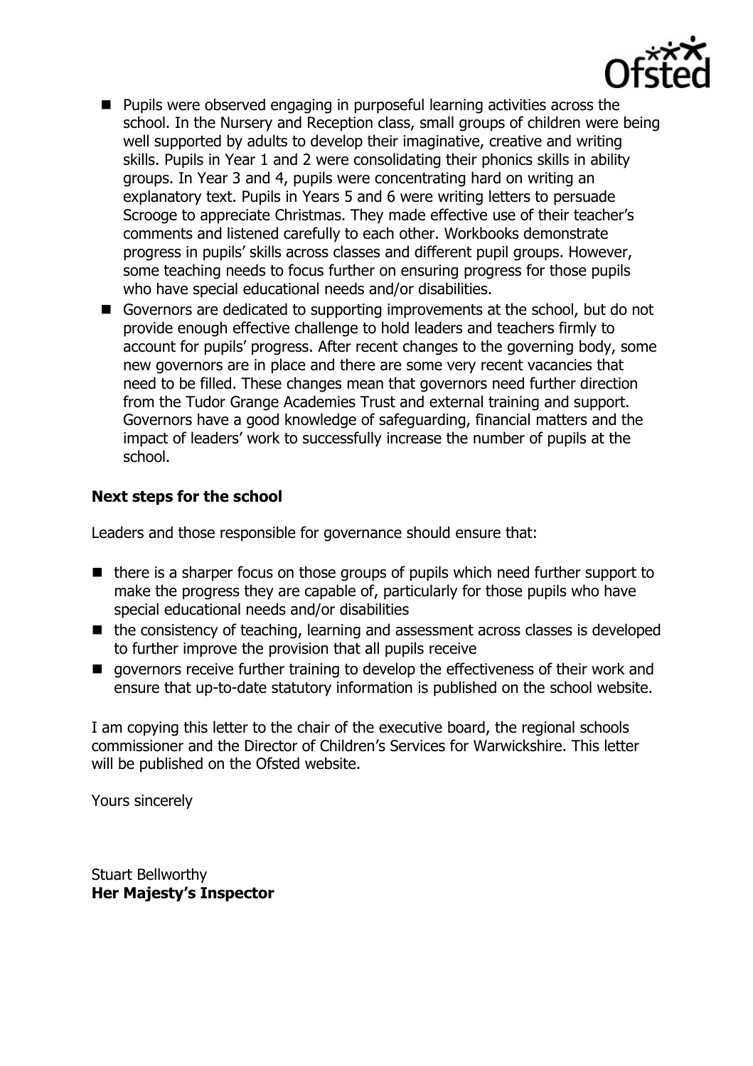- Pupils were observed engaging in purposeful learning activities across the school. In the Nursery and Reception class, small groups of children were being well supported by adults to develop their imaginative, creative and writing skills. Pupils in Year 1 and 2 were consolidating their phonics skills in ability groups. In Year 3 and 4, pupils were concentrating hard on writing an explanatory text. Pupils in Years 5 and 6 were writing letters to persuade Scrooge to appreciate Christmas. They made effective use of their teacher's comments and listened carefully to each other. Workbooks demonstrate progress in pupils' skills across classes and different pupil groups. However, some teaching needs to focus further on ensuring progress for those pupils who have special educational needs and/or disabilities.
- Governors are dedicated to supporting improvements at the school, but do not provide enough effective challenge to hold leaders and teachers firmly to account for pupils' progress. After recent changes to the governing body, some new governors are in place and there are some very recent vacancies that need to be filled. These changes mean that governors need further direction from the Tudor Grange Academies Trust and external training and support. Governors have a good knowledge of safeguarding, financial matters and the impact of leaders' work to successfully increase the number of pupils at the school.

**Next steps for the school**

Leaders and those responsible for governance should ensure that:

- there is a sharper focus on those groups of pupils which need further support to make the progress they are capable of, particularly for those pupils who have special educational needs and/or disabilities
- the consistency of teaching, learning and assessment across classes is developed to further improve the provision that all pupils receive
- governors receive further training to develop the effectiveness of their work and ensure that up-to-date statutory information is published on the school website.

I am copying this letter to the chair of the executive board, the regional schools commissioner and the Director of Children's Services for Warwickshire. This letter will be published on the Ofsted website.

Yours sincerely

Stuart Bellworthy
**Her Majesty's Inspector**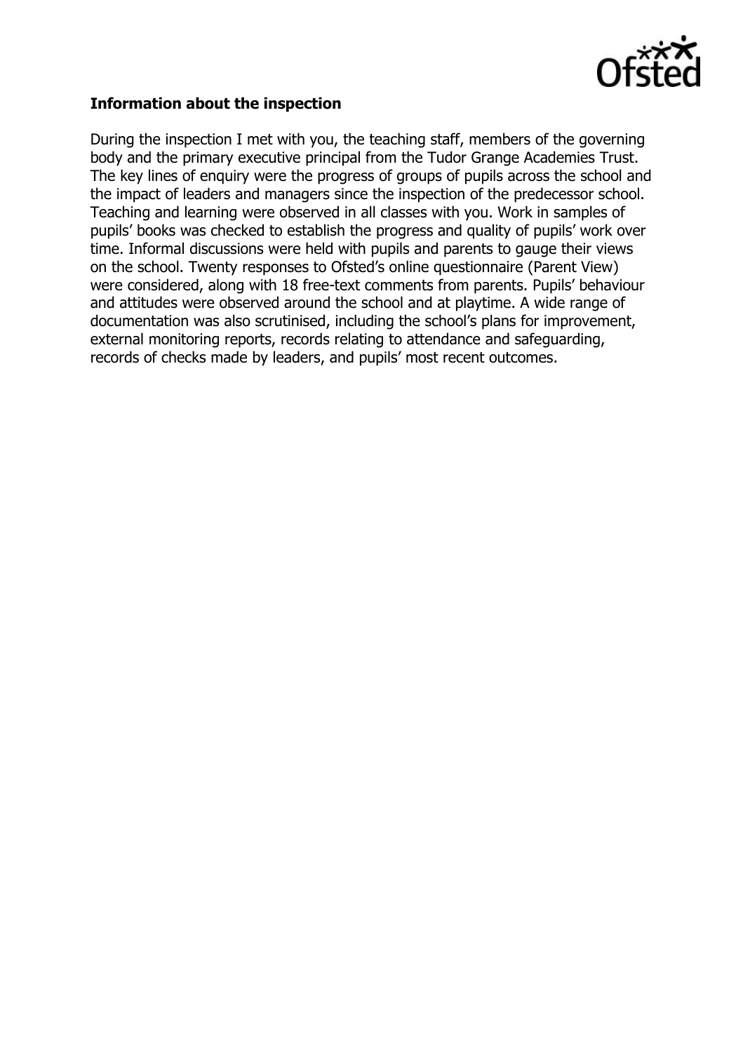**Information about the inspection**

During the inspection I met with you, the teaching staff, members of the governing body and the primary executive principal from the Tudor Grange Academies Trust. The key lines of enquiry were the progress of groups of pupils across the school and the impact of leaders and managers since the inspection of the predecessor school. Teaching and learning were observed in all classes with you. Work in samples of pupils' books was checked to establish the progress and quality of pupils' work over time. Informal discussions were held with pupils and parents to gauge their views on the school. Twenty responses to Ofsted's online questionnaire (Parent View) were considered, along with 18 free-text comments from parents. Pupils' behaviour and attitudes were observed around the school and at playtime. A wide range of documentation was also scrutinised, including the school's plans for improvement, external monitoring reports, records relating to attendance and safeguarding, records of checks made by leaders, and pupils' most recent outcomes.